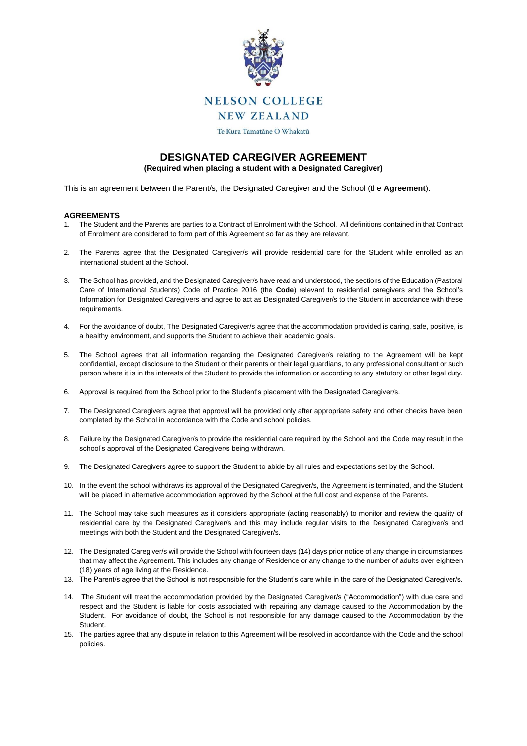NELSON COLLEGE
NEW ZEALAND

Te Kura Tamatāne O Whakatū

# DESIGNATED CAREGIVER AGREEMENT

**(Required when placing a student with a Designated Caregiver)**

This is an agreement between the Parent/s, the Designated Caregiver and the School (the **Agreement**).

## AGREEMENTS

1. The Student and the Parents are parties to a Contract of Enrolment with the School. All definitions contained in that Contract of Enrolment are considered to form part of this Agreement so far as they are relevant.

2. The Parents agree that the Designated Caregiver/s will provide residential care for the Student while enrolled as an international student at the School.

3. The School has provided, and the Designated Caregiver/s have read and understood, the sections of the Education (Pastoral Care of International Students) Code of Practice 2016 (the **Code**) relevant to residential caregivers and the School's Information for Designated Caregivers and agree to act as Designated Caregiver/s to the Student in accordance with these requirements.

4. For the avoidance of doubt, The Designated Caregiver/s agree that the accommodation provided is caring, safe, positive, is a healthy environment, and supports the Student to achieve their academic goals.

5. The School agrees that all information regarding the Designated Caregiver/s relating to the Agreement will be kept confidential, except disclosure to the Student or their parents or their legal guardians, to any professional consultant or such person where it is in the interests of the Student to provide the information or according to any statutory or other legal duty.

6. Approval is required from the School prior to the Student's placement with the Designated Caregiver/s.

7. The Designated Caregivers agree that approval will be provided only after appropriate safety and other checks have been completed by the School in accordance with the Code and school policies.

8. Failure by the Designated Caregiver/s to provide the residential care required by the School and the Code may result in the school's approval of the Designated Caregiver/s being withdrawn.

9. The Designated Caregivers agree to support the Student to abide by all rules and expectations set by the School.

10. In the event the school withdraws its approval of the Designated Caregiver/s, the Agreement is terminated, and the Student will be placed in alternative accommodation approved by the School at the full cost and expense of the Parents.

11. The School may take such measures as it considers appropriate (acting reasonably) to monitor and review the quality of residential care by the Designated Caregiver/s and this may include regular visits to the Designated Caregiver/s and meetings with both the Student and the Designated Caregiver/s.

12. The Designated Caregiver/s will provide the School with fourteen days (14) days prior notice of any change in circumstances that may affect the Agreement. This includes any change of Residence or any change to the number of adults over eighteen (18) years of age living at the Residence.

13. The Parent/s agree that the School is not responsible for the Student's care while in the care of the Designated Caregiver/s.

14. The Student will treat the accommodation provided by the Designated Caregiver/s ("Accommodation") with due care and respect and the Student is liable for costs associated with repairing any damage caused to the Accommodation by the Student. For avoidance of doubt, the School is not responsible for any damage caused to the Accommodation by the Student.

15. The parties agree that any dispute in relation to this Agreement will be resolved in accordance with the Code and the school policies.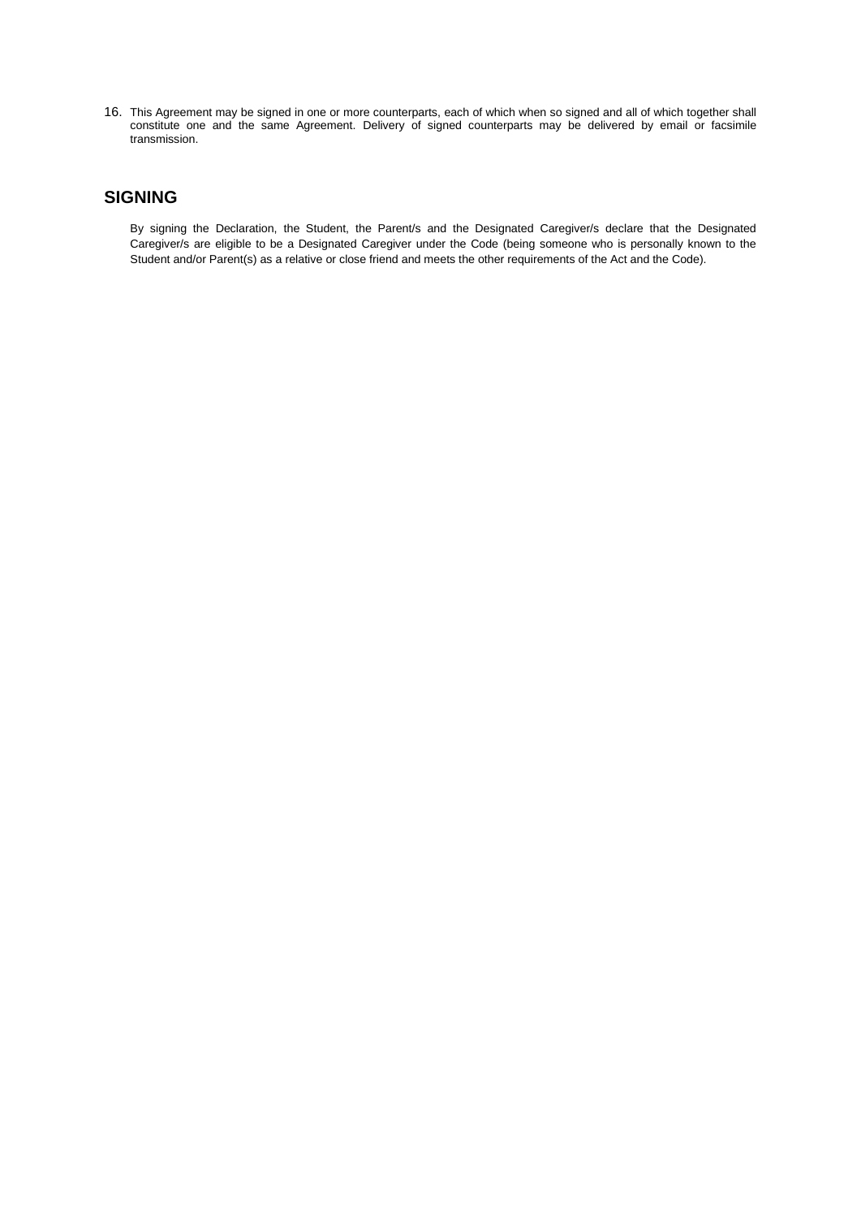16. This Agreement may be signed in one or more counterparts, each of which when so signed and all of which together shall constitute one and the same Agreement. Delivery of signed counterparts may be delivered by email or facsimile transmission.

## SIGNING

By signing the Declaration, the Student, the Parent/s and the Designated Caregiver/s declare that the Designated Caregiver/s are eligible to be a Designated Caregiver under the Code (being someone who is personally known to the Student and/or Parent(s) as a relative or close friend and meets the other requirements of the Act and the Code).